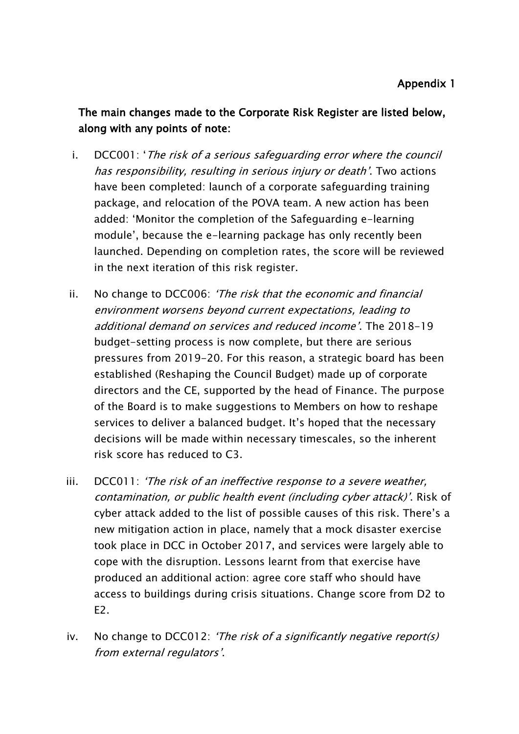**Appendix 1**

**The main changes made to the Corporate Risk Register are listed below, along with any points of note:**

i. DCC001: '*The risk of a serious safeguarding error where the council has responsibility, resulting in serious injury or death*'. Two actions have been completed: launch of a corporate safeguarding training package, and relocation of the POVA team. A new action has been added: 'Monitor the completion of the Safeguarding e-learning module', because the e-learning package has only recently been launched. Depending on completion rates, the score will be reviewed in the next iteration of this risk register.

ii. No change to DCC006: *'The risk that the economic and financial environment worsens beyond current expectations, leading to additional demand on services and reduced income'*. The 2018-19 budget-setting process is now complete, but there are serious pressures from 2019-20. For this reason, a strategic board has been established (Reshaping the Council Budget) made up of corporate directors and the CE, supported by the head of Finance. The purpose of the Board is to make suggestions to Members on how to reshape services to deliver a balanced budget. It's hoped that the necessary decisions will be made within necessary timescales, so the inherent risk score has reduced to C3.

iii. DCC011: *'The risk of an ineffective response to a severe weather, contamination, or public health event (including cyber attack)'*. Risk of cyber attack added to the list of possible causes of this risk. There's a new mitigation action in place, namely that a mock disaster exercise took place in DCC in October 2017, and services were largely able to cope with the disruption. Lessons learnt from that exercise have produced an additional action: agree core staff who should have access to buildings during crisis situations. Change score from D2 to E2.

iv. No change to DCC012: *'The risk of a significantly negative report(s) from external regulators'*.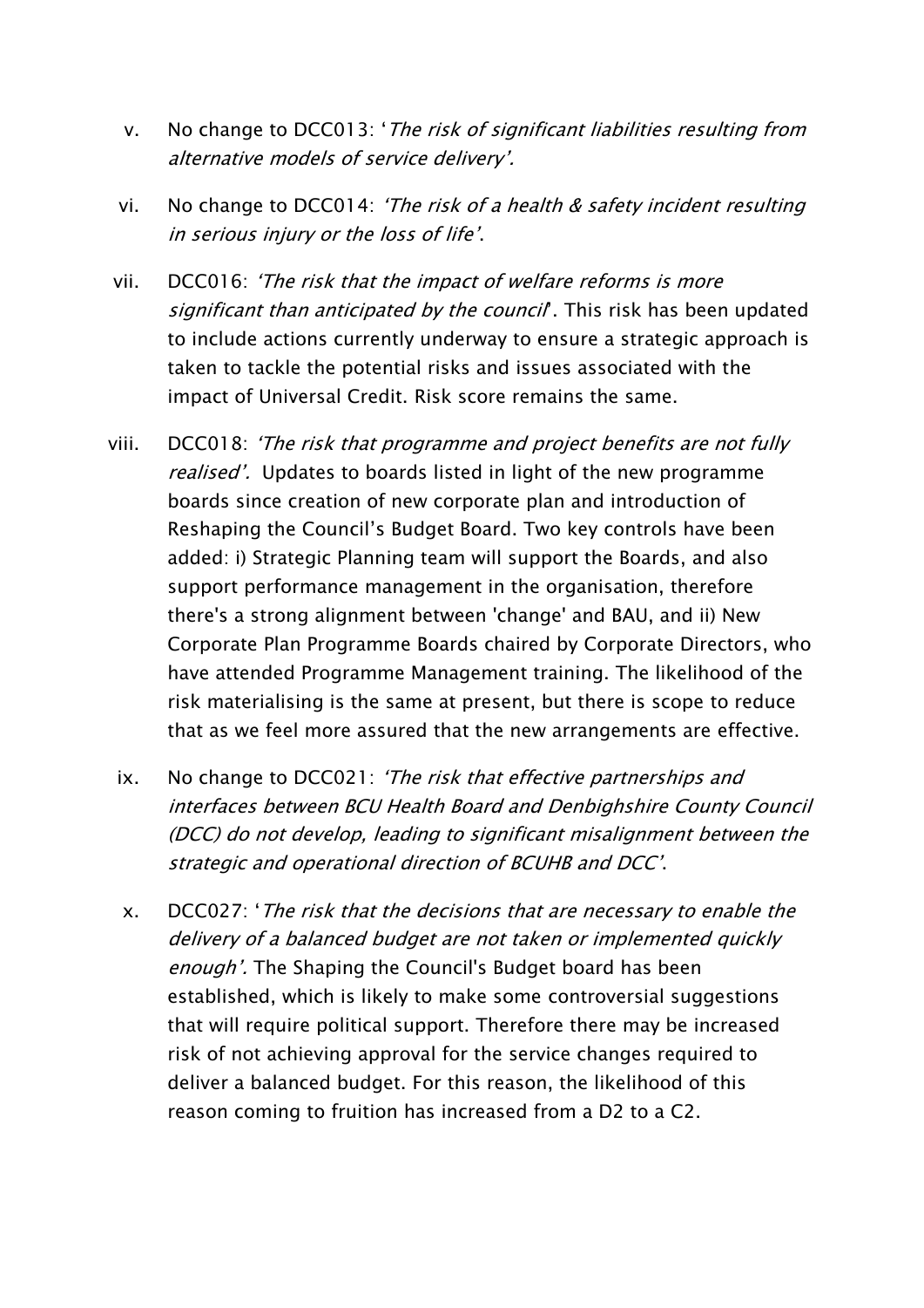v. No change to DCC013: '*The risk of significant liabilities resulting from alternative models of service delivery'.*

vi. No change to DCC014: *'The risk of a health & safety incident resulting in serious injury or the loss of life'*.

vii. DCC016: *'The risk that the impact of welfare reforms is more significant than anticipated by the council*'. This risk has been updated to include actions currently underway to ensure a strategic approach is taken to tackle the potential risks and issues associated with the impact of Universal Credit. Risk score remains the same.

viii. DCC018: *'The risk that programme and project benefits are not fully realised'.* Updates to boards listed in light of the new programme boards since creation of new corporate plan and introduction of Reshaping the Council's Budget Board. Two key controls have been added: i) Strategic Planning team will support the Boards, and also support performance management in the organisation, therefore there's a strong alignment between 'change' and BAU, and ii) New Corporate Plan Programme Boards chaired by Corporate Directors, who have attended Programme Management training. The likelihood of the risk materialising is the same at present, but there is scope to reduce that as we feel more assured that the new arrangements are effective.

ix. No change to DCC021: *'The risk that effective partnerships and interfaces between BCU Health Board and Denbighshire County Council (DCC) do not develop, leading to significant misalignment between the strategic and operational direction of BCUHB and DCC'*.

x. DCC027: '*The risk that the decisions that are necessary to enable the delivery of a balanced budget are not taken or implemented quickly enough'.* The Shaping the Council's Budget board has been established, which is likely to make some controversial suggestions that will require political support. Therefore there may be increased risk of not achieving approval for the service changes required to deliver a balanced budget. For this reason, the likelihood of this reason coming to fruition has increased from a D2 to a C2.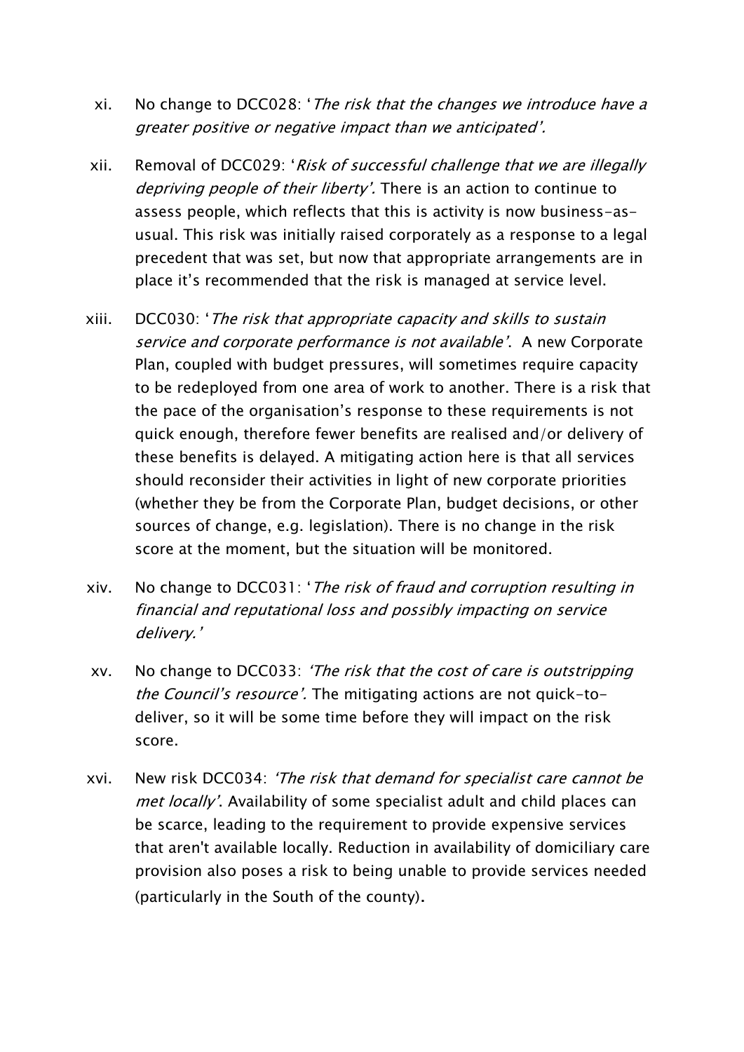xi. No change to DCC028: '*The risk that the changes we introduce have a greater positive or negative impact than we anticipated'.*

xii. Removal of DCC029: '*Risk of successful challenge that we are illegally depriving people of their liberty'.* There is an action to continue to assess people, which reflects that this is activity is now business-as-usual. This risk was initially raised corporately as a response to a legal precedent that was set, but now that appropriate arrangements are in place it's recommended that the risk is managed at service level.

xiii. DCC030: '*The risk that appropriate capacity and skills to sustain service and corporate performance is not available'*. A new Corporate Plan, coupled with budget pressures, will sometimes require capacity to be redeployed from one area of work to another. There is a risk that the pace of the organisation's response to these requirements is not quick enough, therefore fewer benefits are realised and/or delivery of these benefits is delayed. A mitigating action here is that all services should reconsider their activities in light of new corporate priorities (whether they be from the Corporate Plan, budget decisions, or other sources of change, e.g. legislation). There is no change in the risk score at the moment, but the situation will be monitored.

xiv. No change to DCC031: '*The risk of fraud and corruption resulting in financial and reputational loss and possibly impacting on service delivery.'*

xv. No change to DCC033: *'The risk that the cost of care is outstripping the Council's resource'.* The mitigating actions are not quick-to-deliver, so it will be some time before they will impact on the risk score.

xvi. New risk DCC034: *'The risk that demand for specialist care cannot be met locally'*. Availability of some specialist adult and child places can be scarce, leading to the requirement to provide expensive services that aren't available locally. Reduction in availability of domiciliary care provision also poses a risk to being unable to provide services needed (particularly in the South of the county).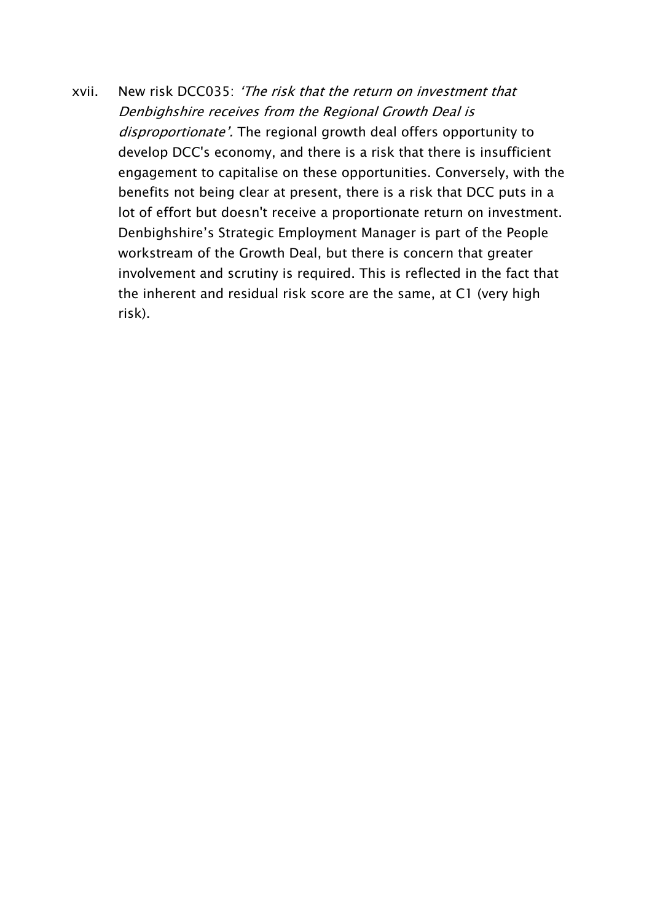xvii. New risk DCC035: *'The risk that the return on investment that Denbighshire receives from the Regional Growth Deal is disproportionate'.* The regional growth deal offers opportunity to develop DCC's economy, and there is a risk that there is insufficient engagement to capitalise on these opportunities. Conversely, with the benefits not being clear at present, there is a risk that DCC puts in a lot of effort but doesn't receive a proportionate return on investment. Denbighshire's Strategic Employment Manager is part of the People workstream of the Growth Deal, but there is concern that greater involvement and scrutiny is required. This is reflected in the fact that the inherent and residual risk score are the same, at C1 (very high risk).